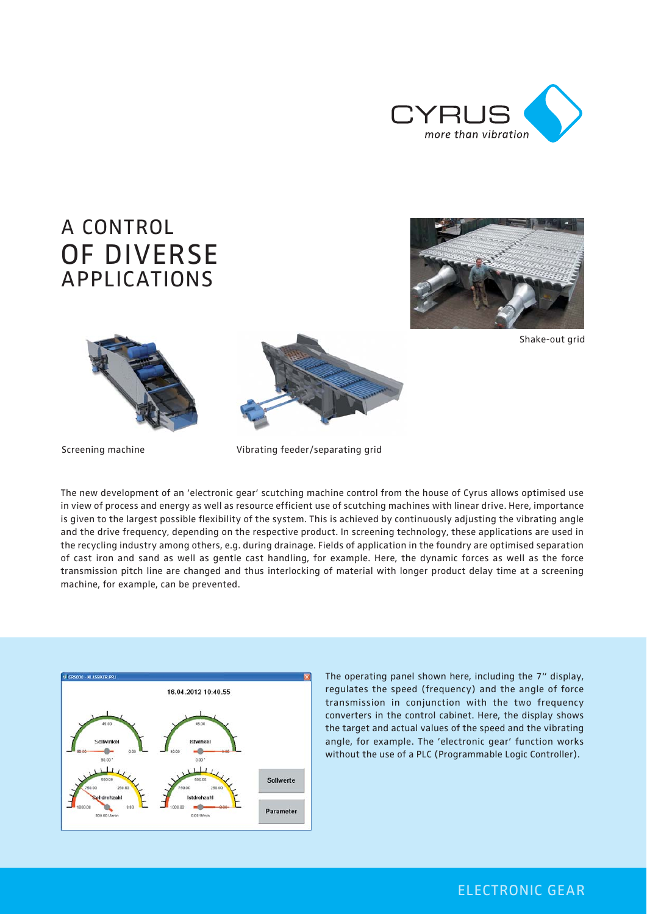# A CONTROL OF DIVERSE APPLICATIONS

Shake-out grid

Screening machine

Vibrating feeder/separating grid

The new development of an 'electronic gear' scutching machine control from the house of Cyrus allows optimised use in view of process and energy as well as resource efficient use of scutching machines with linear drive. Here, importance is given to the largest possible flexibility of the system. This is achieved by continuously adjusting the vibrating angle and the drive frequency, depending on the respective product. In screening technology, these applications are used in the recycling industry among others, e.g. during drainage. Fields of application in the foundry are optimised separation of cast iron and sand as well as gentle cast handling, for example. Here, the dynamic forces as well as the force transmission pitch line are changed and thus interlocking of material with longer product delay time at a screening machine, for example, can be prevented.

The operating panel shown here, including the 7" display, regulates the speed (frequency) and the angle of force transmission in conjunction with the two frequency converters in the control cabinet. Here, the display shows the target and actual values of the speed and the vibrating angle, for example. The 'electronic gear' function works without the use of a PLC (Programmable Logic Controller).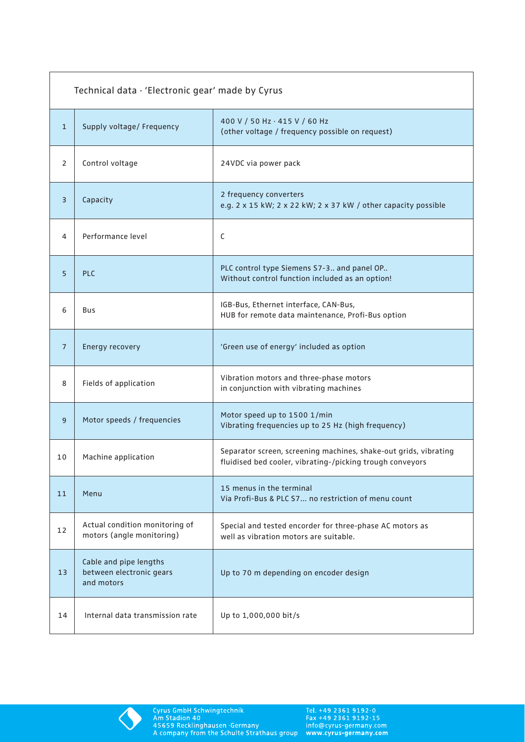| Technical data · 'Electronic gear' made by Cyrus | | |
|---|---|---|
| 1 | Supply voltage/ Frequency | 400 V / 50 Hz · 415 V / 60 Hz<br>(other voltage / frequency possible on request) |
| 2 | Control voltage | 24VDC via power pack |
| 3 | Capacity | 2 frequency converters<br>e.g. 2 x 15 kW; 2 x 22 kW; 2 x 37 kW / other capacity possible |
| 4 | Performance level | C |
| 5 | PLC | PLC control type Siemens S7-3.. and panel OP..<br>Without control function included as an option! |
| 6 | Bus | IGB-Bus, Ethernet interface, CAN-Bus,<br>HUB for remote data maintenance, Profi-Bus option |
| 7 | Energy recovery | 'Green use of energy' included as option |
| 8 | Fields of application | Vibration motors and three-phase motors<br>in conjunction with vibrating machines |
| 9 | Motor speeds / frequencies | Motor speed up to 1500 1/min<br>Vibrating frequencies up to 25 Hz (high frequency) |
| 10 | Machine application | Separator screen, screening machines, shake-out grids, vibrating fluidised bed cooler, vibrating-/picking trough conveyors |
| 11 | Menu | 15 menus in the terminal<br>Via Profi-Bus & PLC S7... no restriction of menu count |
| 12 | Actual condition monitoring of motors (angle monitoring) | Special and tested encorder for three-phase AC motors as well as vibration motors are suitable. |
| 13 | Cable and pipe lengths between electronic gears and motors | Up to 70 m depending on encoder design |
| 14 | Internal data transmission rate | Up to 1,000,000 bit/s |

Cyrus GmbH Schwingtechnik
Am Stadion 40
45659 Recklinghausen ·Germany
A company from the Schulte Strathaus group

Tel. +49 2361 9192-0
Fax +49 2361 9192-15
info@cyrus-germany.com
**www.cyrus-germany.com**